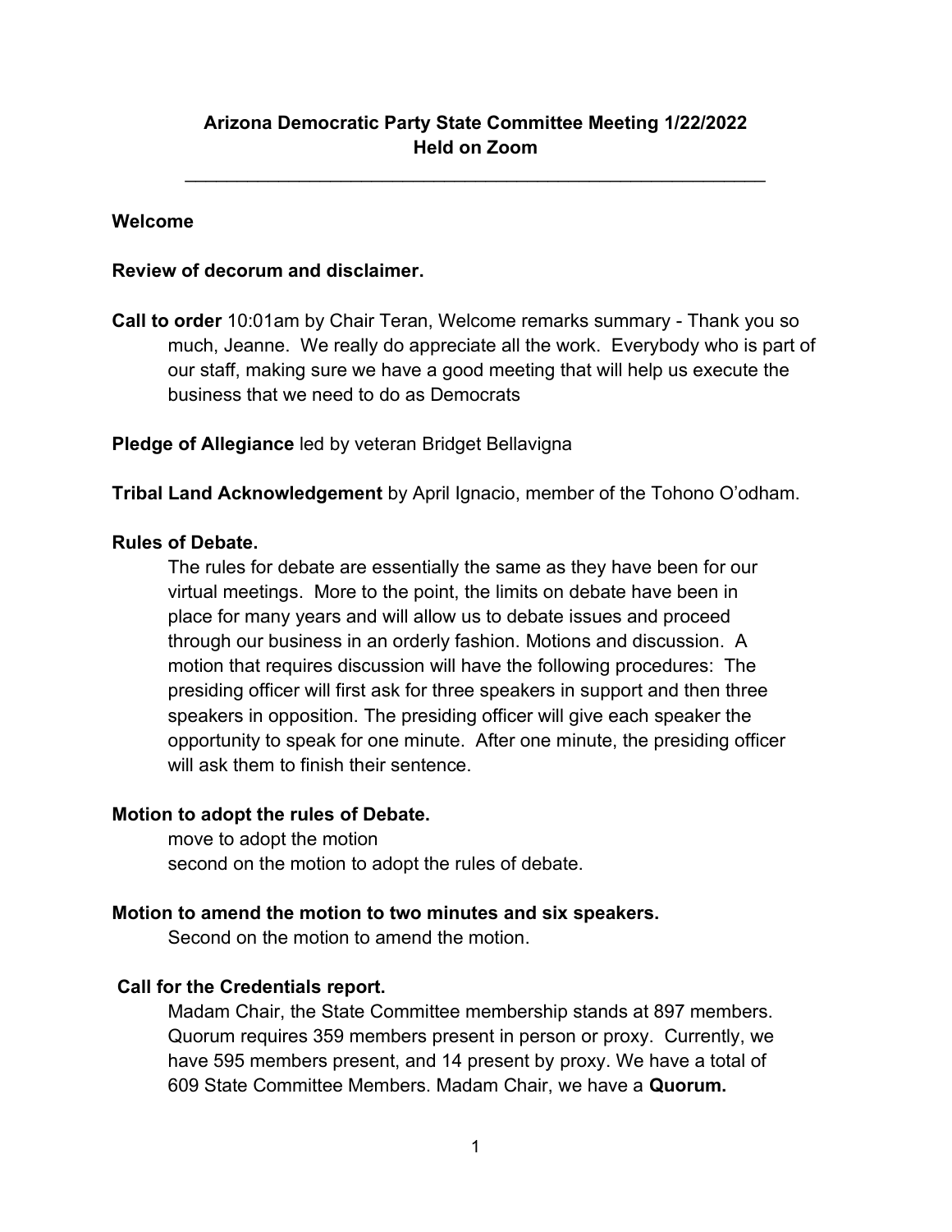# Arizona Democratic Party State Committee Meeting 1/22/2022
## Held on Zoom

---

**Welcome**

**Review of decorum and disclaimer.**

**Call to order** 10:01am by Chair Teran, Welcome remarks summary - Thank you so much, Jeanne. We really do appreciate all the work. Everybody who is part of our staff, making sure we have a good meeting that will help us execute the business that we need to do as Democrats

**Pledge of Allegiance** led by veteran Bridget Bellavigna

**Tribal Land Acknowledgement** by April Ignacio, member of the Tohono O'odham.

**Rules of Debate.**

The rules for debate are essentially the same as they have been for our virtual meetings. More to the point, the limits on debate have been in place for many years and will allow us to debate issues and proceed through our business in an orderly fashion. Motions and discussion. A motion that requires discussion will have the following procedures: The presiding officer will first ask for three speakers in support and then three speakers in opposition. The presiding officer will give each speaker the opportunity to speak for one minute. After one minute, the presiding officer will ask them to finish their sentence.

**Motion to adopt the rules of Debate.**

move to adopt the motion
second on the motion to adopt the rules of debate.

**Motion to amend the motion to two minutes and six speakers.**

Second on the motion to amend the motion.

**Call for the Credentials report.**

Madam Chair, the State Committee membership stands at 897 members. Quorum requires 359 members present in person or proxy. Currently, we have 595 members present, and 14 present by proxy. We have a total of 609 State Committee Members. Madam Chair, we have a **Quorum.**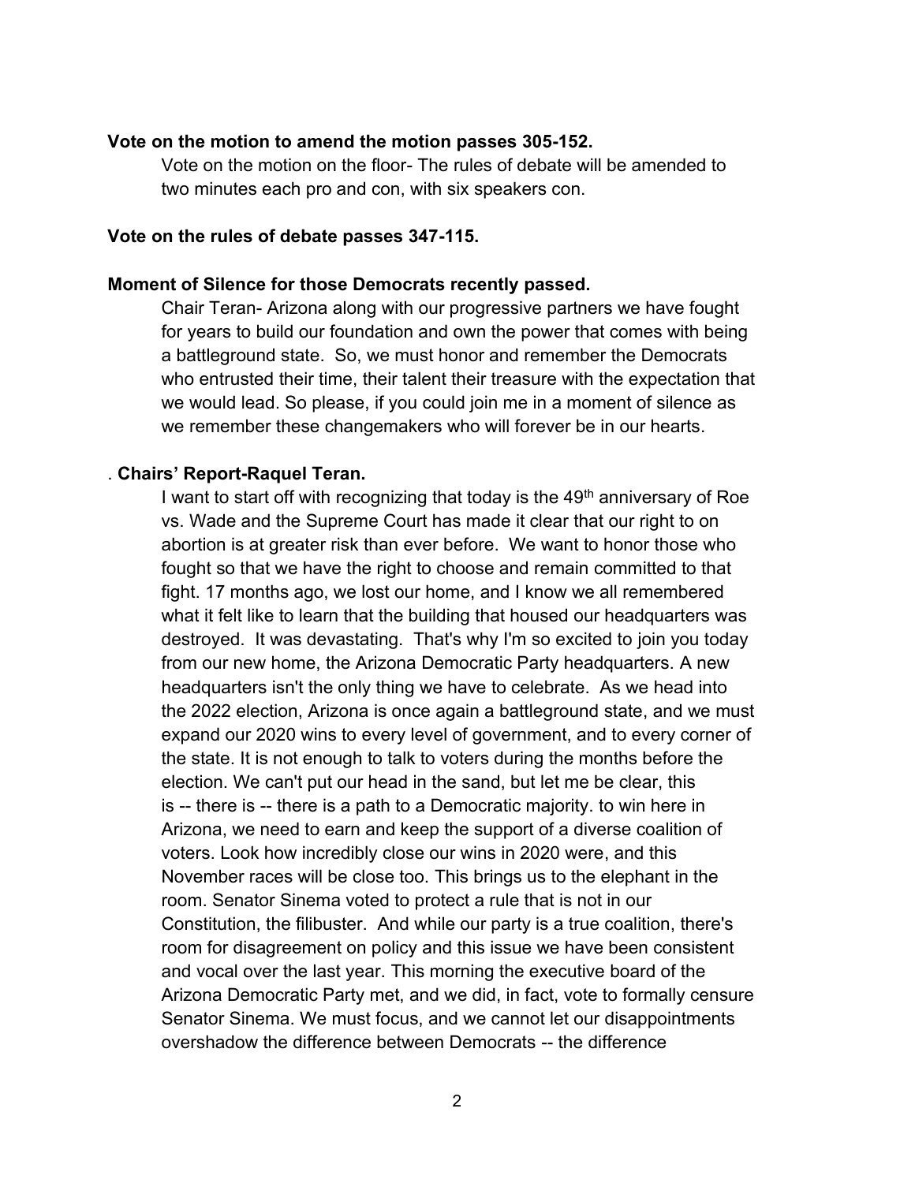**Vote on the motion to amend the motion passes 305-152.**

Vote on the motion on the floor- The rules of debate will be amended to two minutes each pro and con, with six speakers con.

**Vote on the rules of debate passes 347-115.**

**Moment of Silence for those Democrats recently passed.**

Chair Teran- Arizona along with our progressive partners we have fought for years to build our foundation and own the power that comes with being a battleground state. So, we must honor and remember the Democrats who entrusted their time, their talent their treasure with the expectation that we would lead. So please, if you could join me in a moment of silence as we remember these changemakers who will forever be in our hearts.

. **Chairs' Report-Raquel Teran.**

I want to start off with recognizing that today is the 49th anniversary of Roe vs. Wade and the Supreme Court has made it clear that our right to on abortion is at greater risk than ever before. We want to honor those who fought so that we have the right to choose and remain committed to that fight. 17 months ago, we lost our home, and I know we all remembered what it felt like to learn that the building that housed our headquarters was destroyed. It was devastating. That's why I'm so excited to join you today from our new home, the Arizona Democratic Party headquarters. A new headquarters isn't the only thing we have to celebrate. As we head into the 2022 election, Arizona is once again a battleground state, and we must expand our 2020 wins to every level of government, and to every corner of the state. It is not enough to talk to voters during the months before the election. We can't put our head in the sand, but let me be clear, this is -- there is -- there is a path to a Democratic majority. to win here in Arizona, we need to earn and keep the support of a diverse coalition of voters. Look how incredibly close our wins in 2020 were, and this November races will be close too. This brings us to the elephant in the room. Senator Sinema voted to protect a rule that is not in our Constitution, the filibuster. And while our party is a true coalition, there's room for disagreement on policy and this issue we have been consistent and vocal over the last year. This morning the executive board of the Arizona Democratic Party met, and we did, in fact, vote to formally censure Senator Sinema. We must focus, and we cannot let our disappointments overshadow the difference between Democrats -- the difference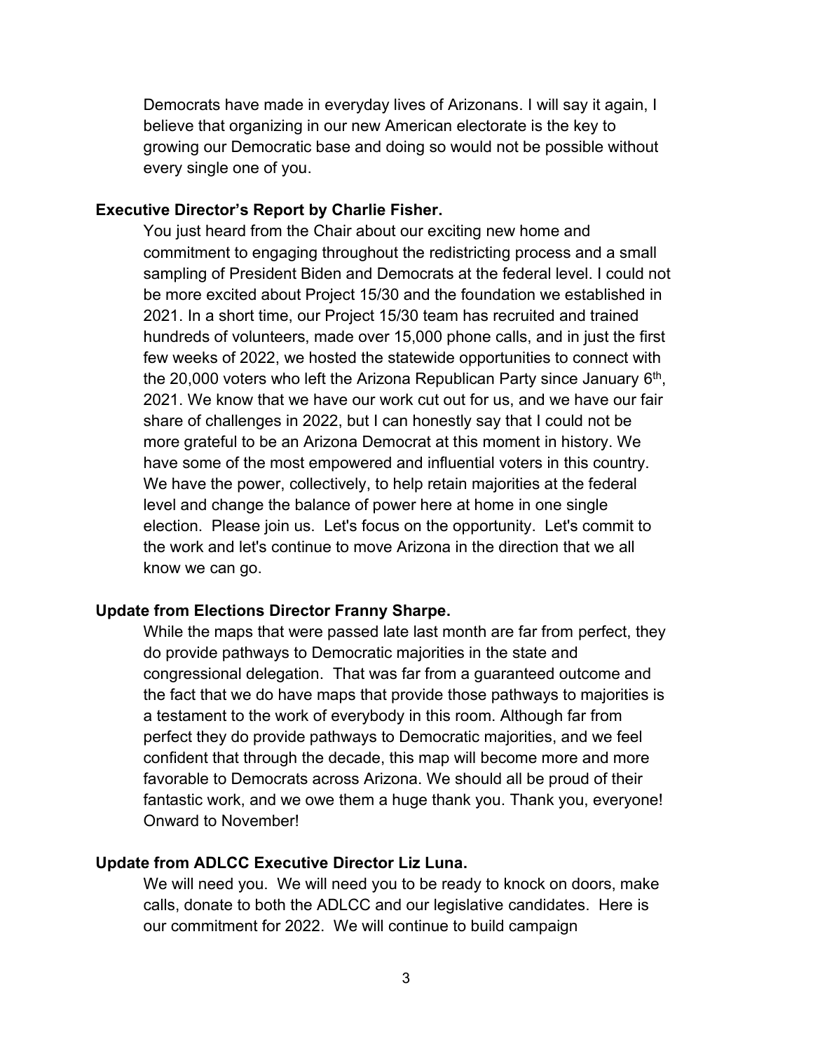Democrats have made in everyday lives of Arizonans. I will say it again, I believe that organizing in our new American electorate is the key to growing our Democratic base and doing so would not be possible without every single one of you.

**Executive Director's Report by Charlie Fisher.**

You just heard from the Chair about our exciting new home and commitment to engaging throughout the redistricting process and a small sampling of President Biden and Democrats at the federal level. I could not be more excited about Project 15/30 and the foundation we established in 2021. In a short time, our Project 15/30 team has recruited and trained hundreds of volunteers, made over 15,000 phone calls, and in just the first few weeks of 2022, we hosted the statewide opportunities to connect with the 20,000 voters who left the Arizona Republican Party since January 6th, 2021. We know that we have our work cut out for us, and we have our fair share of challenges in 2022, but I can honestly say that I could not be more grateful to be an Arizona Democrat at this moment in history. We have some of the most empowered and influential voters in this country. We have the power, collectively, to help retain majorities at the federal level and change the balance of power here at home in one single election. Please join us. Let's focus on the opportunity. Let's commit to the work and let's continue to move Arizona in the direction that we all know we can go.

**Update from Elections Director Franny Sharpe.**

While the maps that were passed late last month are far from perfect, they do provide pathways to Democratic majorities in the state and congressional delegation. That was far from a guaranteed outcome and the fact that we do have maps that provide those pathways to majorities is a testament to the work of everybody in this room. Although far from perfect they do provide pathways to Democratic majorities, and we feel confident that through the decade, this map will become more and more favorable to Democrats across Arizona. We should all be proud of their fantastic work, and we owe them a huge thank you. Thank you, everyone! Onward to November!

**Update from ADLCC Executive Director Liz Luna.**

We will need you. We will need you to be ready to knock on doors, make calls, donate to both the ADLCC and our legislative candidates. Here is our commitment for 2022. We will continue to build campaign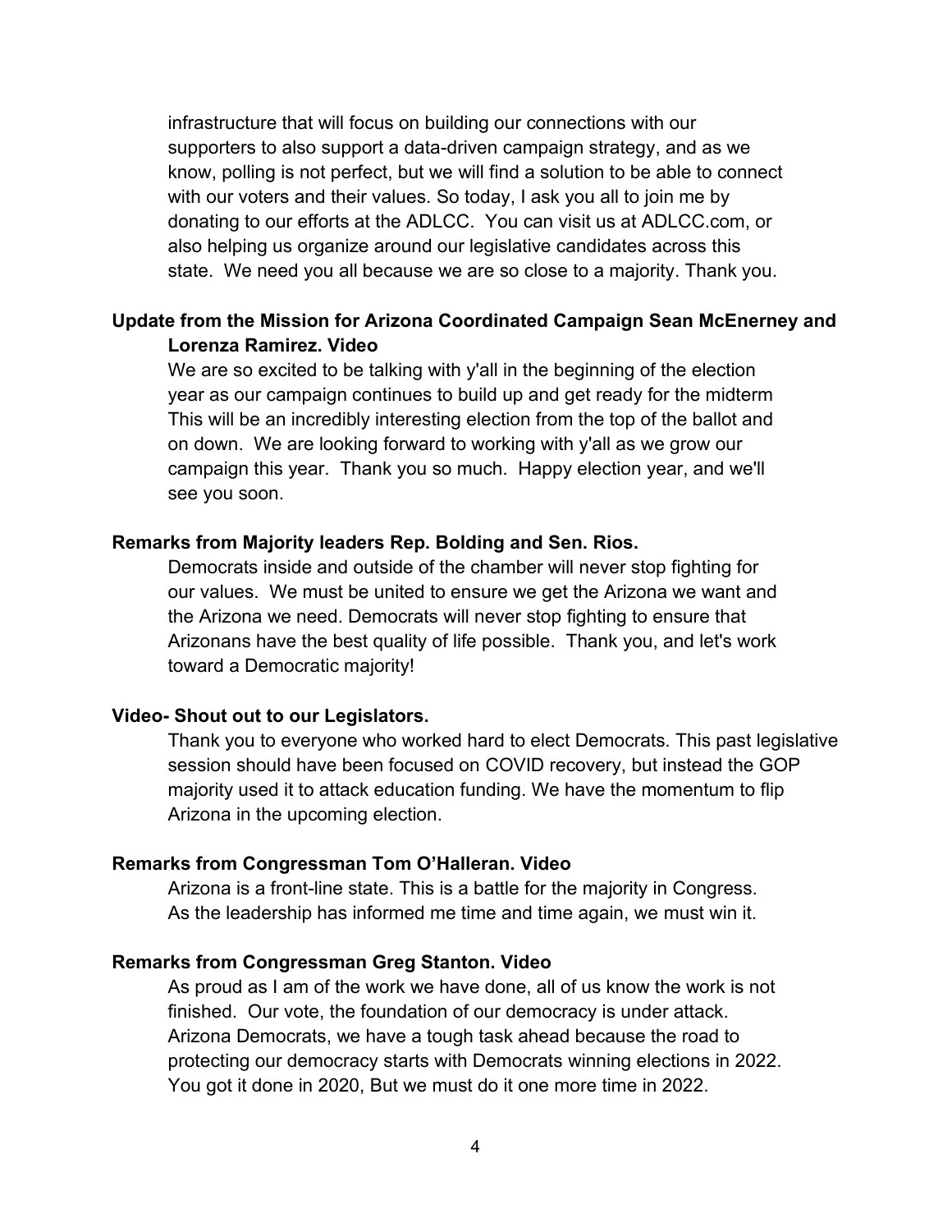infrastructure that will focus on building our connections with our supporters to also support a data-driven campaign strategy, and as we know, polling is not perfect, but we will find a solution to be able to connect with our voters and their values. So today, I ask you all to join me by donating to our efforts at the ADLCC. You can visit us at ADLCC.com, or also helping us organize around our legislative candidates across this state. We need you all because we are so close to a majority. Thank you.

**Update from the Mission for Arizona Coordinated Campaign Sean McEnerney and Lorenza Ramirez. Video**

We are so excited to be talking with y'all in the beginning of the election year as our campaign continues to build up and get ready for the midterm This will be an incredibly interesting election from the top of the ballot and on down. We are looking forward to working with y'all as we grow our campaign this year. Thank you so much. Happy election year, and we'll see you soon.

**Remarks from Majority leaders Rep. Bolding and Sen. Rios.**

Democrats inside and outside of the chamber will never stop fighting for our values. We must be united to ensure we get the Arizona we want and the Arizona we need. Democrats will never stop fighting to ensure that Arizonans have the best quality of life possible. Thank you, and let's work toward a Democratic majority!

**Video- Shout out to our Legislators.**

Thank you to everyone who worked hard to elect Democrats. This past legislative session should have been focused on COVID recovery, but instead the GOP majority used it to attack education funding. We have the momentum to flip Arizona in the upcoming election.

**Remarks from Congressman Tom O'Halleran. Video**

Arizona is a front-line state. This is a battle for the majority in Congress. As the leadership has informed me time and time again, we must win it.

**Remarks from Congressman Greg Stanton. Video**

As proud as I am of the work we have done, all of us know the work is not finished. Our vote, the foundation of our democracy is under attack. Arizona Democrats, we have a tough task ahead because the road to protecting our democracy starts with Democrats winning elections in 2022. You got it done in 2020, But we must do it one more time in 2022.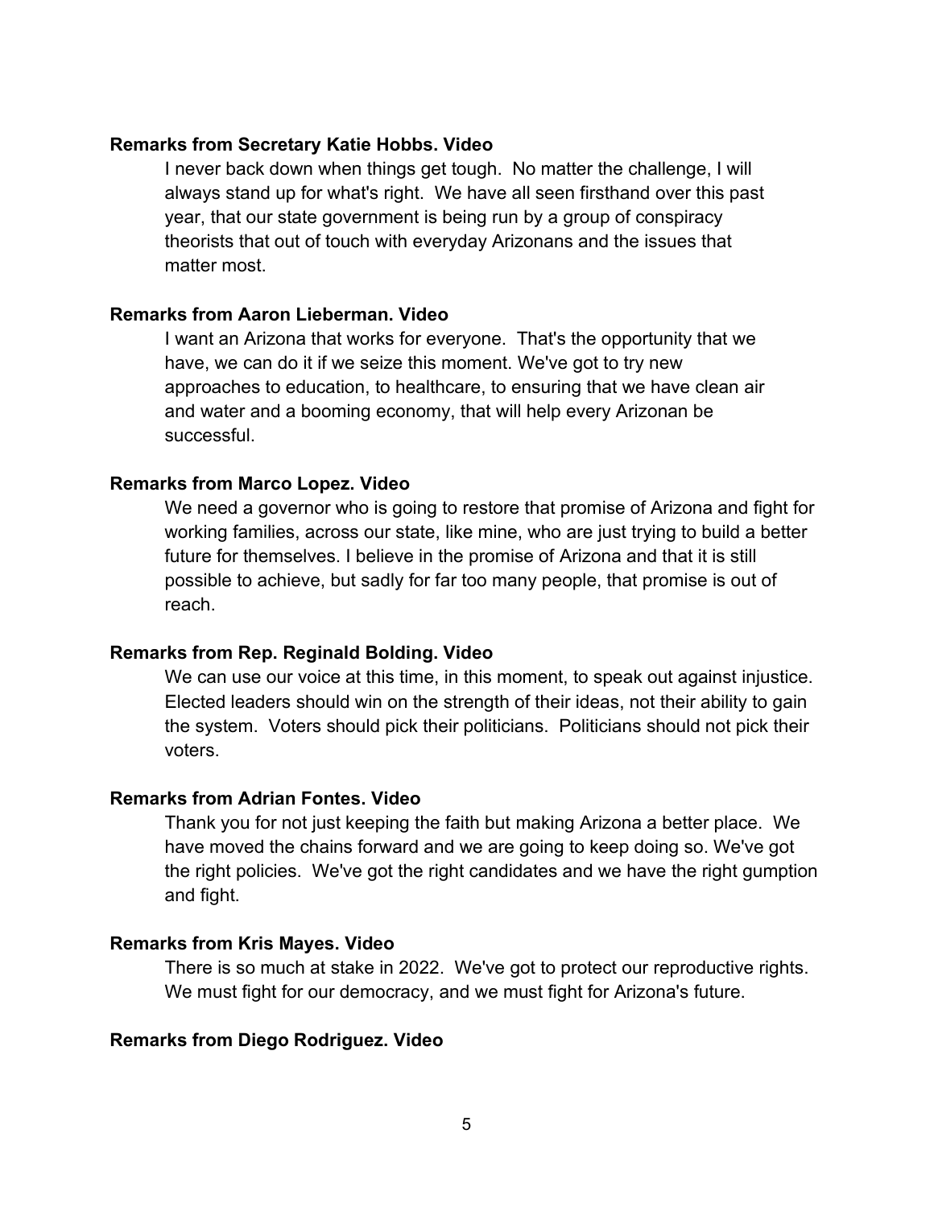**Remarks from Secretary Katie Hobbs. Video**

I never back down when things get tough. No matter the challenge, I will always stand up for what's right. We have all seen firsthand over this past year, that our state government is being run by a group of conspiracy theorists that out of touch with everyday Arizonans and the issues that matter most.

**Remarks from Aaron Lieberman. Video**

I want an Arizona that works for everyone. That's the opportunity that we have, we can do it if we seize this moment. We've got to try new approaches to education, to healthcare, to ensuring that we have clean air and water and a booming economy, that will help every Arizonan be successful.

**Remarks from Marco Lopez. Video**

We need a governor who is going to restore that promise of Arizona and fight for working families, across our state, like mine, who are just trying to build a better future for themselves. I believe in the promise of Arizona and that it is still possible to achieve, but sadly for far too many people, that promise is out of reach.

**Remarks from Rep. Reginald Bolding. Video**

We can use our voice at this time, in this moment, to speak out against injustice. Elected leaders should win on the strength of their ideas, not their ability to gain the system. Voters should pick their politicians. Politicians should not pick their voters.

**Remarks from Adrian Fontes. Video**

Thank you for not just keeping the faith but making Arizona a better place. We have moved the chains forward and we are going to keep doing so. We've got the right policies. We've got the right candidates and we have the right gumption and fight.

**Remarks from Kris Mayes. Video**

There is so much at stake in 2022. We've got to protect our reproductive rights. We must fight for our democracy, and we must fight for Arizona's future.

**Remarks from Diego Rodriguez. Video**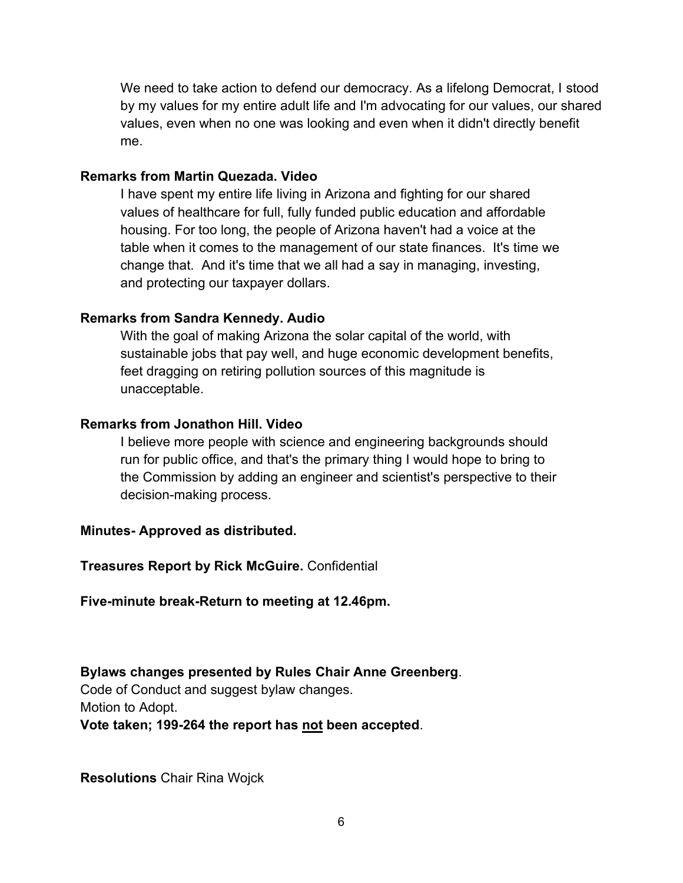We need to take action to defend our democracy. As a lifelong Democrat, I stood by my values for my entire adult life and I'm advocating for our values, our shared values, even when no one was looking and even when it didn't directly benefit me.

**Remarks from Martin Quezada. Video**

I have spent my entire life living in Arizona and fighting for our shared values of healthcare for full, fully funded public education and affordable housing. For too long, the people of Arizona haven't had a voice at the table when it comes to the management of our state finances. It's time we change that. And it's time that we all had a say in managing, investing, and protecting our taxpayer dollars.

**Remarks from Sandra Kennedy. Audio**

With the goal of making Arizona the solar capital of the world, with sustainable jobs that pay well, and huge economic development benefits, feet dragging on retiring pollution sources of this magnitude is unacceptable.

**Remarks from Jonathon Hill. Video**

I believe more people with science and engineering backgrounds should run for public office, and that's the primary thing I would hope to bring to the Commission by adding an engineer and scientist's perspective to their decision-making process.

**Minutes- Approved as distributed.**

**Treasures Report by Rick McGuire.** Confidential

**Five-minute break-Return to meeting at 12.46pm.**

**Bylaws changes presented by Rules Chair Anne Greenberg**.
Code of Conduct and suggest bylaw changes.
Motion to Adopt.
**Vote taken; 199-264 the report has <u>not</u> been accepted**.

**Resolutions** Chair Rina Wojck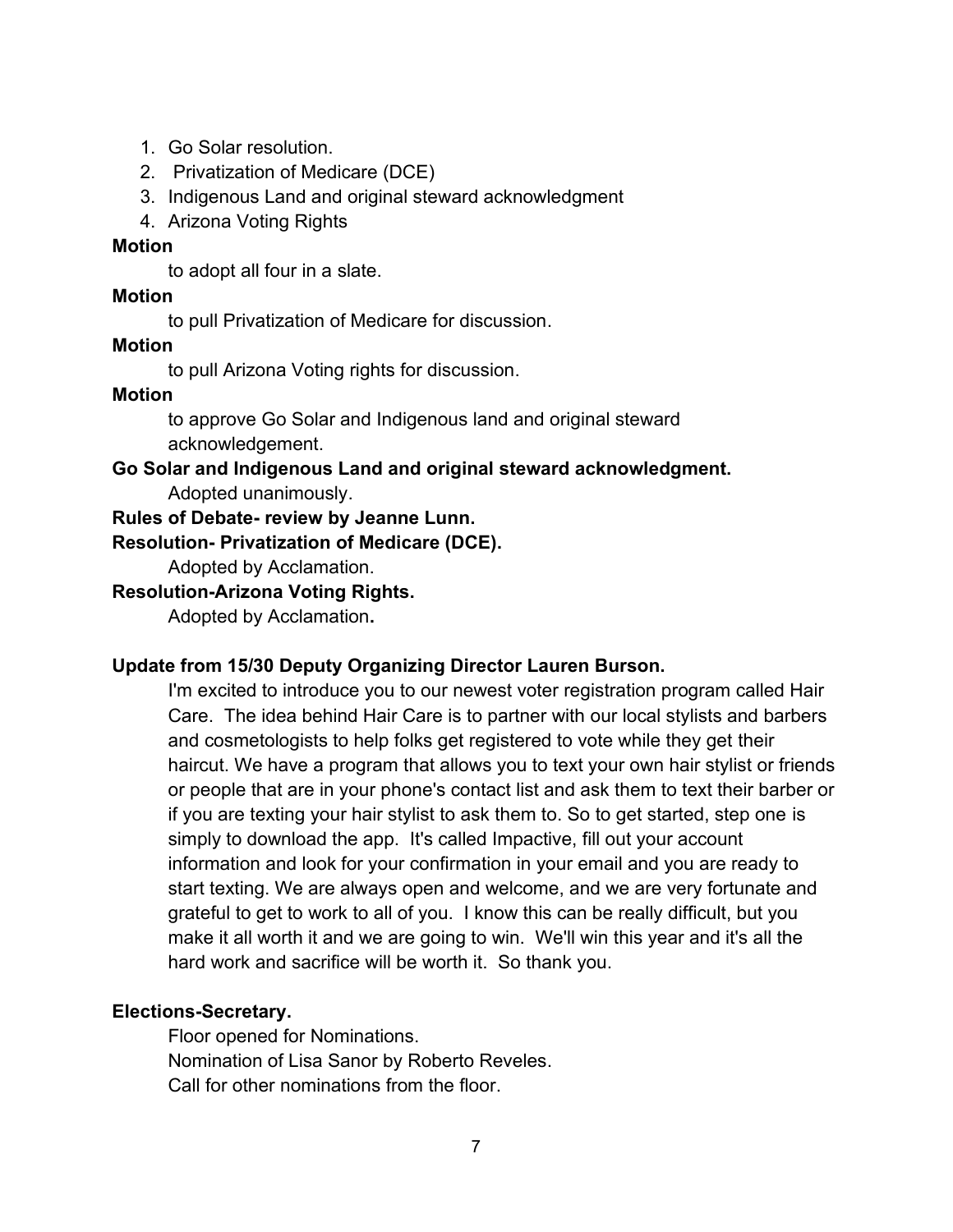1. Go Solar resolution.
2. Privatization of Medicare (DCE)
3. Indigenous Land and original steward acknowledgment
4. Arizona Voting Rights

**Motion**

to adopt all four in a slate.

**Motion**

to pull Privatization of Medicare for discussion.

**Motion**

to pull Arizona Voting rights for discussion.

**Motion**

to approve Go Solar and Indigenous land and original steward acknowledgement.

**Go Solar and Indigenous Land and original steward acknowledgment.**

Adopted unanimously.

**Rules of Debate- review by Jeanne Lunn.**

**Resolution- Privatization of Medicare (DCE).**

Adopted by Acclamation.

**Resolution-Arizona Voting Rights.**

Adopted by Acclamation**.**

**Update from 15/30 Deputy Organizing Director Lauren Burson.**

I'm excited to introduce you to our newest voter registration program called Hair Care. The idea behind Hair Care is to partner with our local stylists and barbers and cosmetologists to help folks get registered to vote while they get their haircut. We have a program that allows you to text your own hair stylist or friends or people that are in your phone's contact list and ask them to text their barber or if you are texting your hair stylist to ask them to. So to get started, step one is simply to download the app. It's called Impactive, fill out your account information and look for your confirmation in your email and you are ready to start texting. We are always open and welcome, and we are very fortunate and grateful to get to work to all of you. I know this can be really difficult, but you make it all worth it and we are going to win. We'll win this year and it's all the hard work and sacrifice will be worth it. So thank you.

**Elections-Secretary.**

Floor opened for Nominations.

Nomination of Lisa Sanor by Roberto Reveles.

Call for other nominations from the floor.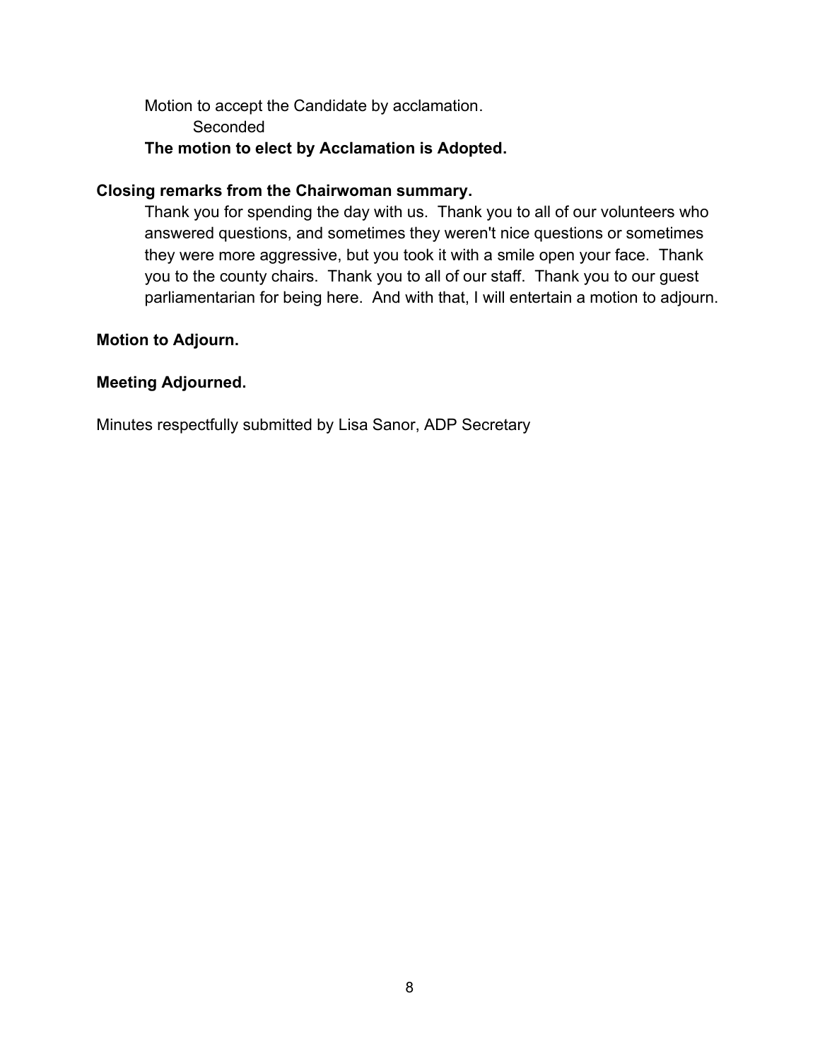Motion to accept the Candidate by acclamation.

Seconded

**The motion to elect by Acclamation is Adopted.**

**Closing remarks from the Chairwoman summary.**

Thank you for spending the day with us. Thank you to all of our volunteers who answered questions, and sometimes they weren't nice questions or sometimes they were more aggressive, but you took it with a smile open your face. Thank you to the county chairs. Thank you to all of our staff. Thank you to our guest parliamentarian for being here. And with that, I will entertain a motion to adjourn.

**Motion to Adjourn.**

**Meeting Adjourned.**

Minutes respectfully submitted by Lisa Sanor, ADP Secretary